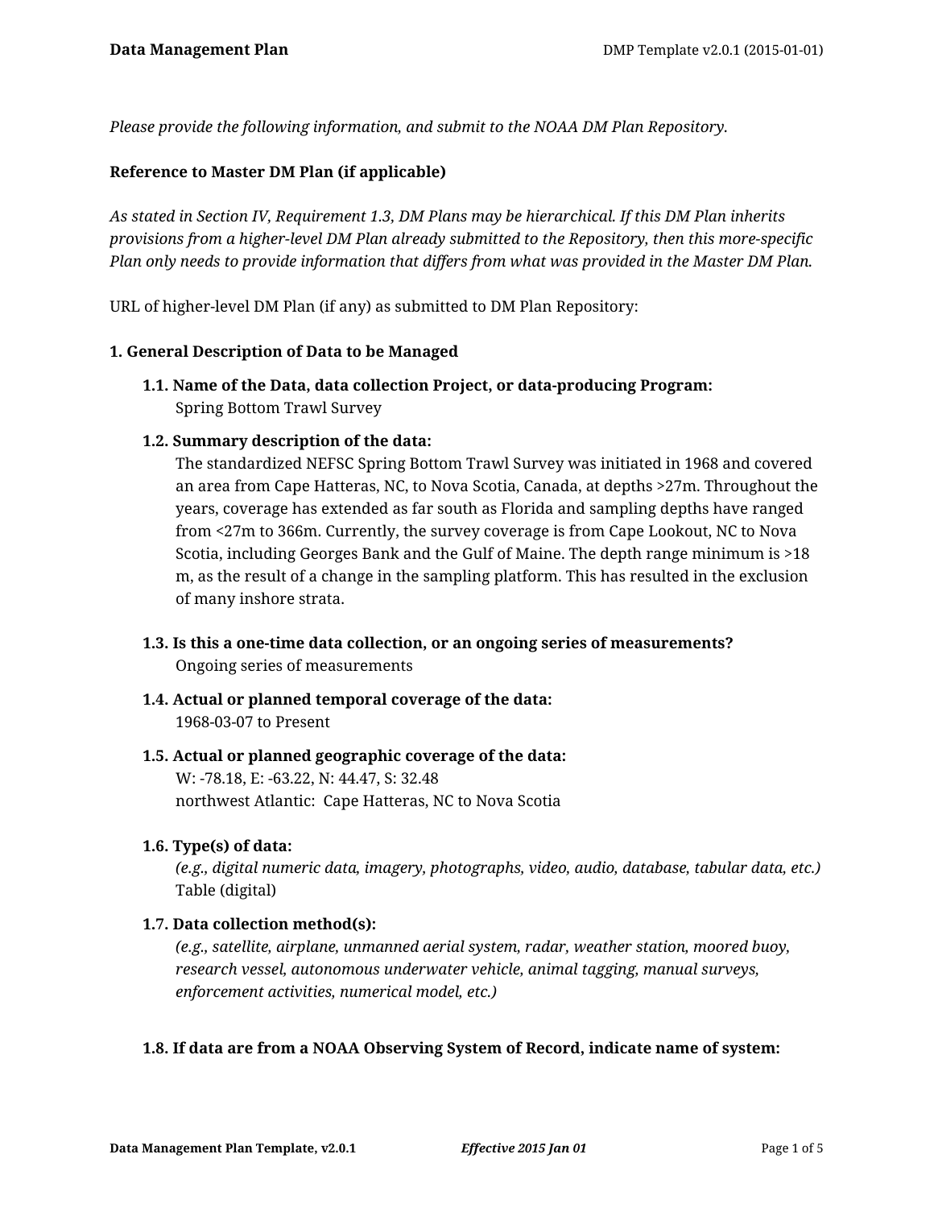*Please provide the following information, and submit to the NOAA DM Plan Repository.*

**Reference to Master DM Plan (if applicable)**

*As stated in Section IV, Requirement 1.3, DM Plans may be hierarchical. If this DM Plan inherits provisions from a higher-level DM Plan already submitted to the Repository, then this more-specific Plan only needs to provide information that differs from what was provided in the Master DM Plan.*

URL of higher-level DM Plan (if any) as submitted to DM Plan Repository:

## 1. General Description of Data to be Managed

**1.1. Name of the Data, data collection Project, or data-producing Program:**
Spring Bottom Trawl Survey

**1.2. Summary description of the data:**
The standardized NEFSC Spring Bottom Trawl Survey was initiated in 1968 and covered an area from Cape Hatteras, NC, to Nova Scotia, Canada, at depths >27m. Throughout the years, coverage has extended as far south as Florida and sampling depths have ranged from <27m to 366m. Currently, the survey coverage is from Cape Lookout, NC to Nova Scotia, including Georges Bank and the Gulf of Maine. The depth range minimum is >18 m, as the result of a change in the sampling platform. This has resulted in the exclusion of many inshore strata.

**1.3. Is this a one-time data collection, or an ongoing series of measurements?**
Ongoing series of measurements

**1.4. Actual or planned temporal coverage of the data:**
1968-03-07 to Present

**1.5. Actual or planned geographic coverage of the data:**
W: -78.18, E: -63.22, N: 44.47, S: 32.48
northwest Atlantic: Cape Hatteras, NC to Nova Scotia

**1.6. Type(s) of data:**
*(e.g., digital numeric data, imagery, photographs, video, audio, database, tabular data, etc.)*
Table (digital)

**1.7. Data collection method(s):**
*(e.g., satellite, airplane, unmanned aerial system, radar, weather station, moored buoy, research vessel, autonomous underwater vehicle, animal tagging, manual surveys, enforcement activities, numerical model, etc.)*

**1.8. If data are from a NOAA Observing System of Record, indicate name of system:**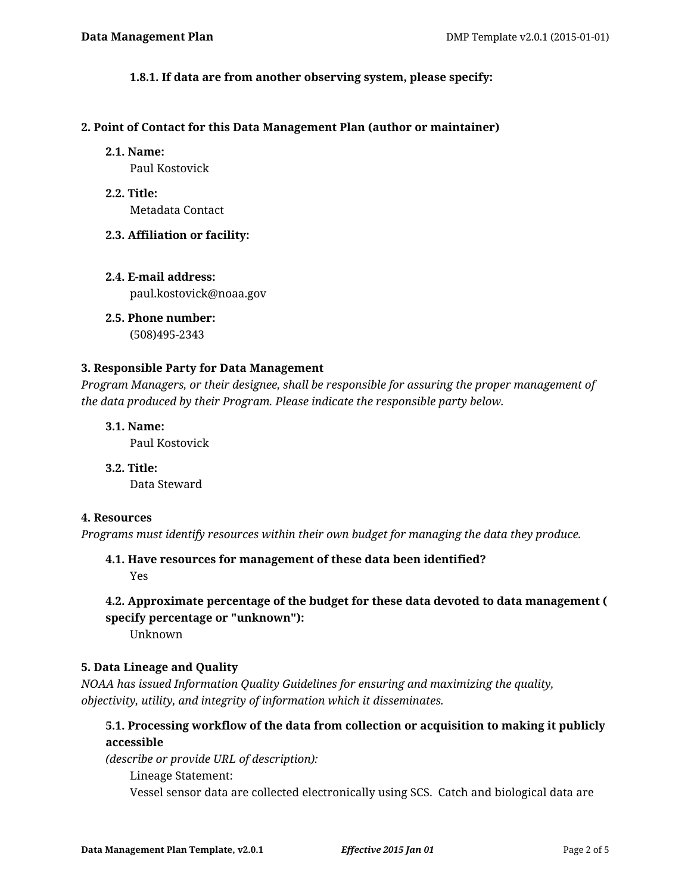#### 1.8.1. If data are from another observing system, please specify:

### 2. Point of Contact for this Data Management Plan (author or maintainer)

**2.1. Name:**
Paul Kostovick

**2.2. Title:**
Metadata Contact

**2.3. Affiliation or facility:**

**2.4. E-mail address:**
paul.kostovick@noaa.gov

**2.5. Phone number:**
(508)495-2343

### 3. Responsible Party for Data Management

*Program Managers, or their designee, shall be responsible for assuring the proper management of the data produced by their Program. Please indicate the responsible party below.*

**3.1. Name:**
Paul Kostovick

**3.2. Title:**
Data Steward

### 4. Resources

*Programs must identify resources within their own budget for managing the data they produce.*

**4.1. Have resources for management of these data been identified?**
Yes

**4.2. Approximate percentage of the budget for these data devoted to data management ( specify percentage or "unknown"):**
Unknown

### 5. Data Lineage and Quality

*NOAA has issued Information Quality Guidelines for ensuring and maximizing the quality, objectivity, utility, and integrity of information which it disseminates.*

**5.1. Processing workflow of the data from collection or acquisition to making it publicly accessible**
*(describe or provide URL of description):*

Lineage Statement:
Vessel sensor data are collected electronically using SCS. Catch and biological data are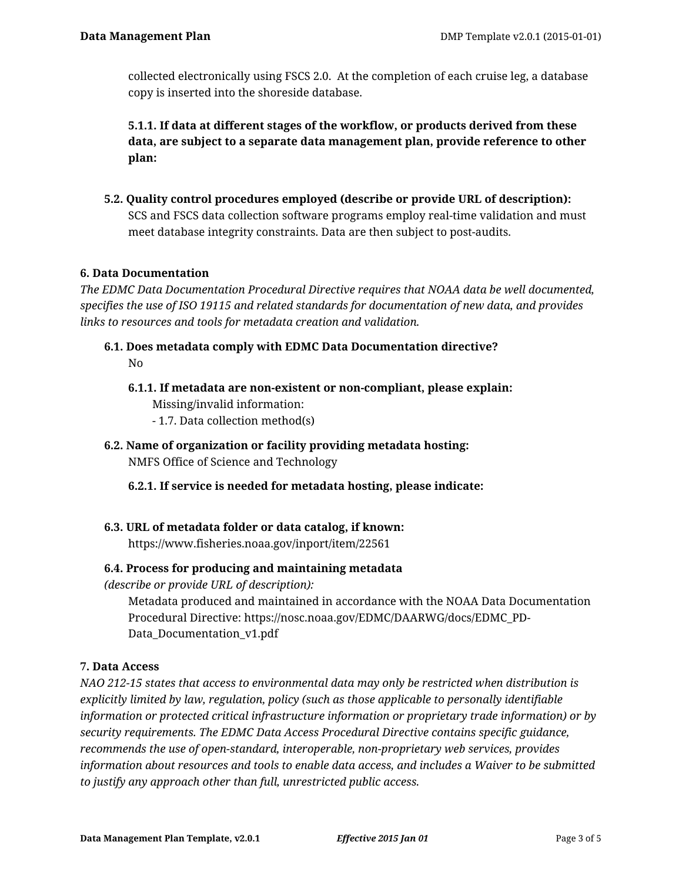collected electronically using FSCS 2.0. At the completion of each cruise leg, a database copy is inserted into the shoreside database.

**5.1.1. If data at different stages of the workflow, or products derived from these data, are subject to a separate data management plan, provide reference to other plan:**

**5.2. Quality control procedures employed (describe or provide URL of description):**

SCS and FSCS data collection software programs employ real-time validation and must meet database integrity constraints. Data are then subject to post-audits.

### 6. Data Documentation

*The EDMC Data Documentation Procedural Directive requires that NOAA data be well documented, specifies the use of ISO 19115 and related standards for documentation of new data, and provides links to resources and tools for metadata creation and validation.*

**6.1. Does metadata comply with EDMC Data Documentation directive?**

No

**6.1.1. If metadata are non-existent or non-compliant, please explain:**

Missing/invalid information:
- 1.7. Data collection method(s)

**6.2. Name of organization or facility providing metadata hosting:**

NMFS Office of Science and Technology

**6.2.1. If service is needed for metadata hosting, please indicate:**

**6.3. URL of metadata folder or data catalog, if known:**

https://www.fisheries.noaa.gov/inport/item/22561

**6.4. Process for producing and maintaining metadata**
*(describe or provide URL of description):*

Metadata produced and maintained in accordance with the NOAA Data Documentation Procedural Directive: https://nosc.noaa.gov/EDMC/DAARWG/docs/EDMC_PD-Data_Documentation_v1.pdf

### 7. Data Access

*NAO 212-15 states that access to environmental data may only be restricted when distribution is explicitly limited by law, regulation, policy (such as those applicable to personally identifiable information or protected critical infrastructure information or proprietary trade information) or by security requirements. The EDMC Data Access Procedural Directive contains specific guidance, recommends the use of open-standard, interoperable, non-proprietary web services, provides information about resources and tools to enable data access, and includes a Waiver to be submitted to justify any approach other than full, unrestricted public access.*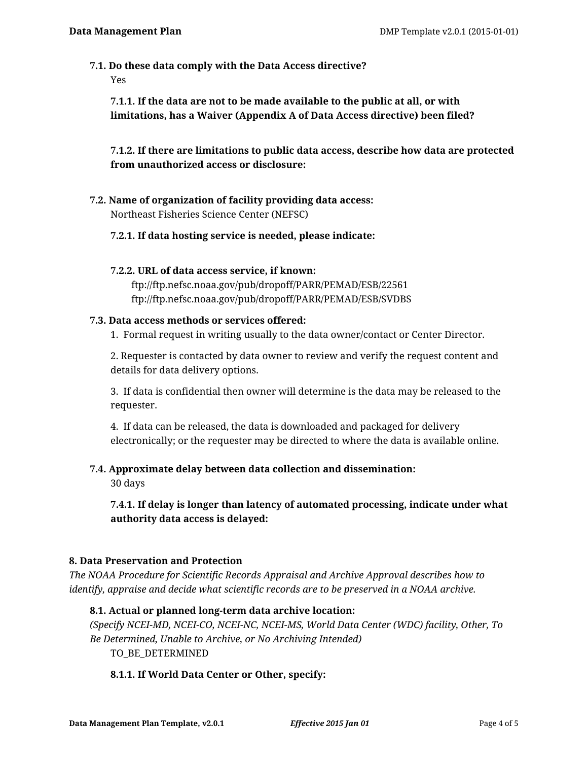**7.1. Do these data comply with the Data Access directive?**

Yes

**7.1.1. If the data are not to be made available to the public at all, or with limitations, has a Waiver (Appendix A of Data Access directive) been filed?**

**7.1.2. If there are limitations to public data access, describe how data are protected from unauthorized access or disclosure:**

**7.2. Name of organization of facility providing data access:**

Northeast Fisheries Science Center (NEFSC)

**7.2.1. If data hosting service is needed, please indicate:**

**7.2.2. URL of data access service, if known:**

ftp://ftp.nefsc.noaa.gov/pub/dropoff/PARR/PEMAD/ESB/22561
ftp://ftp.nefsc.noaa.gov/pub/dropoff/PARR/PEMAD/ESB/SVDBS

**7.3. Data access methods or services offered:**

1. Formal request in writing usually to the data owner/contact or Center Director.

2. Requester is contacted by data owner to review and verify the request content and details for data delivery options.

3. If data is confidential then owner will determine is the data may be released to the requester.

4. If data can be released, the data is downloaded and packaged for delivery electronically; or the requester may be directed to where the data is available online.

**7.4. Approximate delay between data collection and dissemination:**

30 days

**7.4.1. If delay is longer than latency of automated processing, indicate under what authority data access is delayed:**

## 8. Data Preservation and Protection

*The NOAA Procedure for Scientific Records Appraisal and Archive Approval describes how to identify, appraise and decide what scientific records are to be preserved in a NOAA archive.*

**8.1. Actual or planned long-term data archive location:**

*(Specify NCEI-MD, NCEI-CO, NCEI-NC, NCEI-MS, World Data Center (WDC) facility, Other, To Be Determined, Unable to Archive, or No Archiving Intended)*

TO_BE_DETERMINED

**8.1.1. If World Data Center or Other, specify:**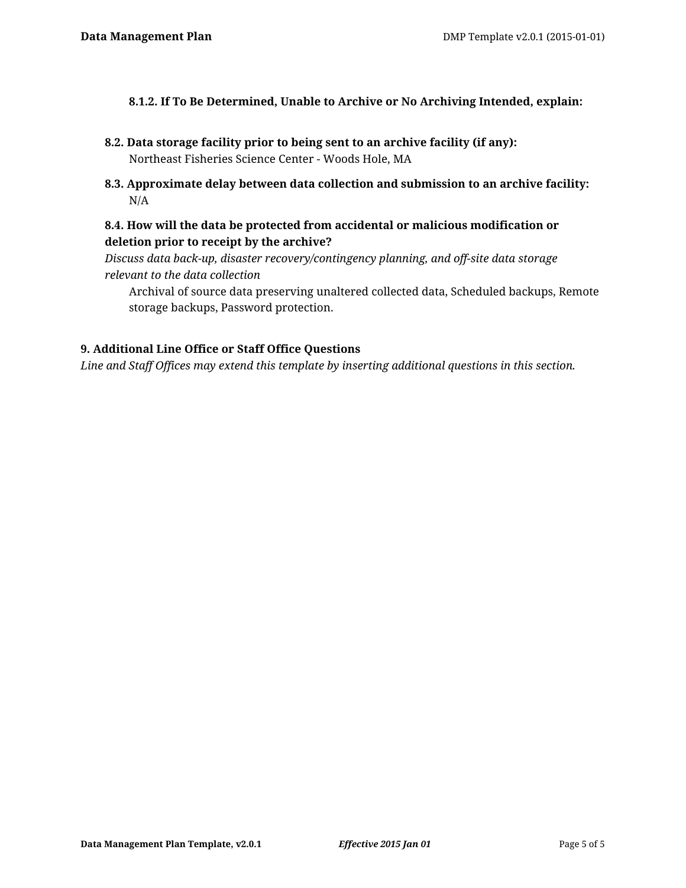#### 8.1.2. If To Be Determined, Unable to Archive or No Archiving Intended, explain:

### 8.2. Data storage facility prior to being sent to an archive facility (if any):

Northeast Fisheries Science Center - Woods Hole, MA

### 8.3. Approximate delay between data collection and submission to an archive facility:

N/A

### 8.4. How will the data be protected from accidental or malicious modification or deletion prior to receipt by the archive?

*Discuss data back-up, disaster recovery/contingency planning, and off-site data storage relevant to the data collection*

Archival of source data preserving unaltered collected data, Scheduled backups, Remote storage backups, Password protection.

## 9. Additional Line Office or Staff Office Questions

*Line and Staff Offices may extend this template by inserting additional questions in this section.*